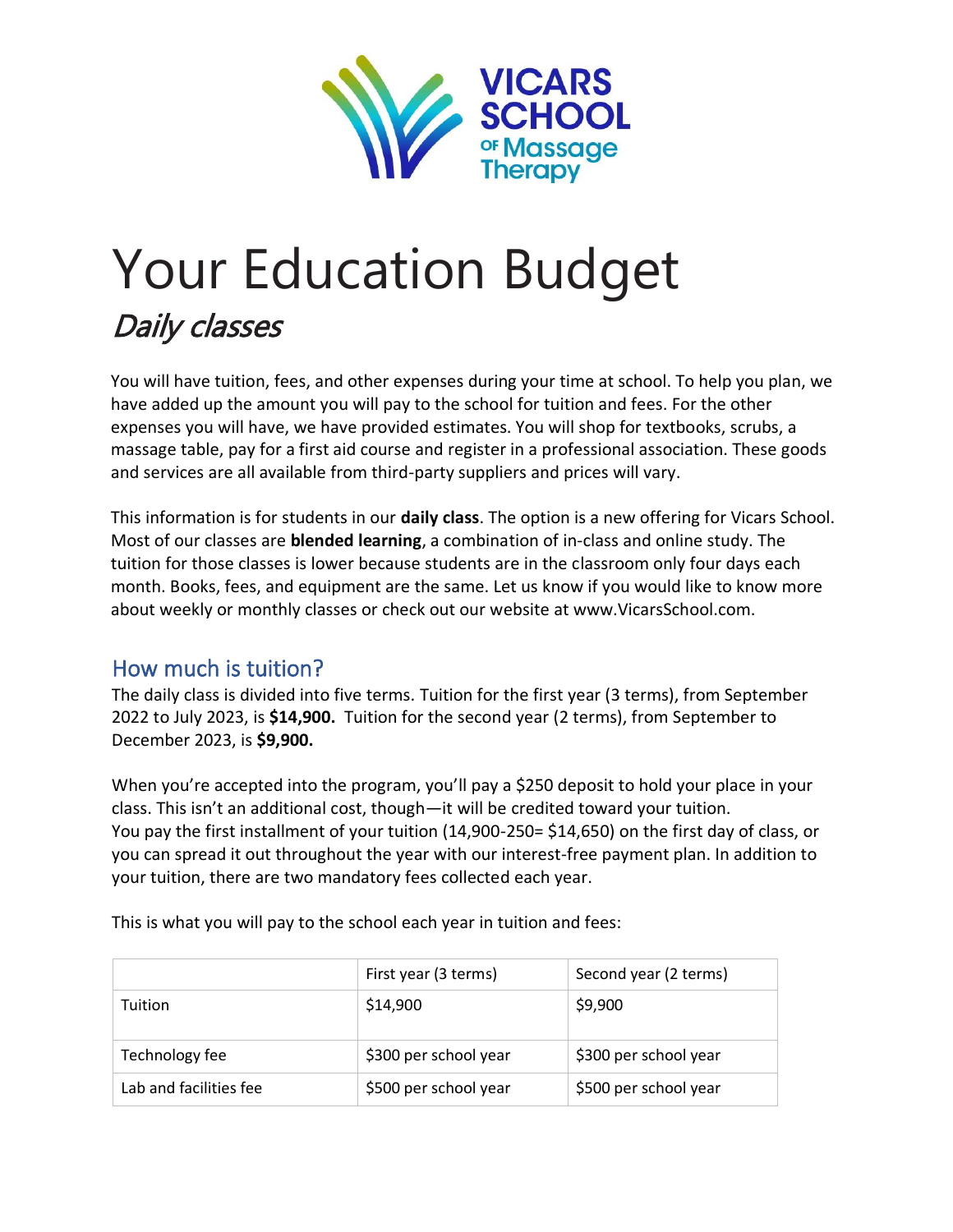# Your Education Budget

## *Daily classes*

You will have tuition, fees, and other expenses during your time at school. To help you plan, we have added up the amount you will pay to the school for tuition and fees. For the other expenses you will have, we have provided estimates. You will shop for textbooks, scrubs, a massage table, pay for a first aid course and register in a professional association. These goods and services are all available from third-party suppliers and prices will vary.

This information is for students in our **daily class**. The option is a new offering for Vicars School. Most of our classes are **blended learning**, a combination of in-class and online study. The tuition for those classes is lower because students are in the classroom only four days each month. Books, fees, and equipment are the same. Let us know if you would like to know more about weekly or monthly classes or check out our website at www.VicarsSchool.com.

## How much is tuition?

The daily class is divided into five terms. Tuition for the first year (3 terms), from September 2022 to July 2023, is **$14,900.** Tuition for the second year (2 terms), from September to December 2023, is **$9,900.**

When you're accepted into the program, you'll pay a $250 deposit to hold your place in your class. This isn't an additional cost, though—it will be credited toward your tuition. You pay the first installment of your tuition (14,900-250= $14,650) on the first day of class, or you can spread it out throughout the year with our interest-free payment plan. In addition to your tuition, there are two mandatory fees collected each year.

This is what you will pay to the school each year in tuition and fees:

| | First year (3 terms) | Second year (2 terms) |
|---|---|---|
| Tuition | $14,900 | $9,900 |
| Technology fee | $300 per school year | $300 per school year |
| Lab and facilities fee | $500 per school year | $500 per school year |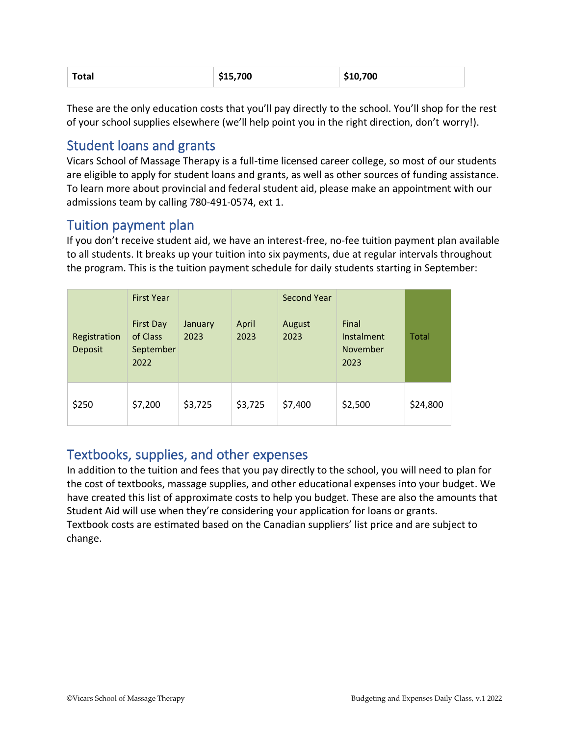| Total | $15,700 | $10,700 |
|---|---|---|

These are the only education costs that you'll pay directly to the school. You'll shop for the rest of your school supplies elsewhere (we'll help point you in the right direction, don't worry!).

## Student loans and grants

Vicars School of Massage Therapy is a full-time licensed career college, so most of our students are eligible to apply for student loans and grants, as well as other sources of funding assistance. To learn more about provincial and federal student aid, please make an appointment with our admissions team by calling 780-491-0574, ext 1.

## Tuition payment plan

If you don't receive student aid, we have an interest-free, no-fee tuition payment plan available to all students. It breaks up your tuition into six payments, due at regular intervals throughout the program. This is the tuition payment schedule for daily students starting in September:

| Registration Deposit | First Year<br><br>First Day of Class September 2022 | January 2023 | April 2023 | Second Year<br><br>August 2023 | Final Instalment November 2023 | Total |
|---|---|---|---|---|---|---|
| $250 | $7,200 | $3,725 | $3,725 | $7,400 | $2,500 | $24,800 |

## Textbooks, supplies, and other expenses

In addition to the tuition and fees that you pay directly to the school, you will need to plan for the cost of textbooks, massage supplies, and other educational expenses into your budget. We have created this list of approximate costs to help you budget. These are also the amounts that Student Aid will use when they're considering your application for loans or grants.
Textbook costs are estimated based on the Canadian suppliers' list price and are subject to change.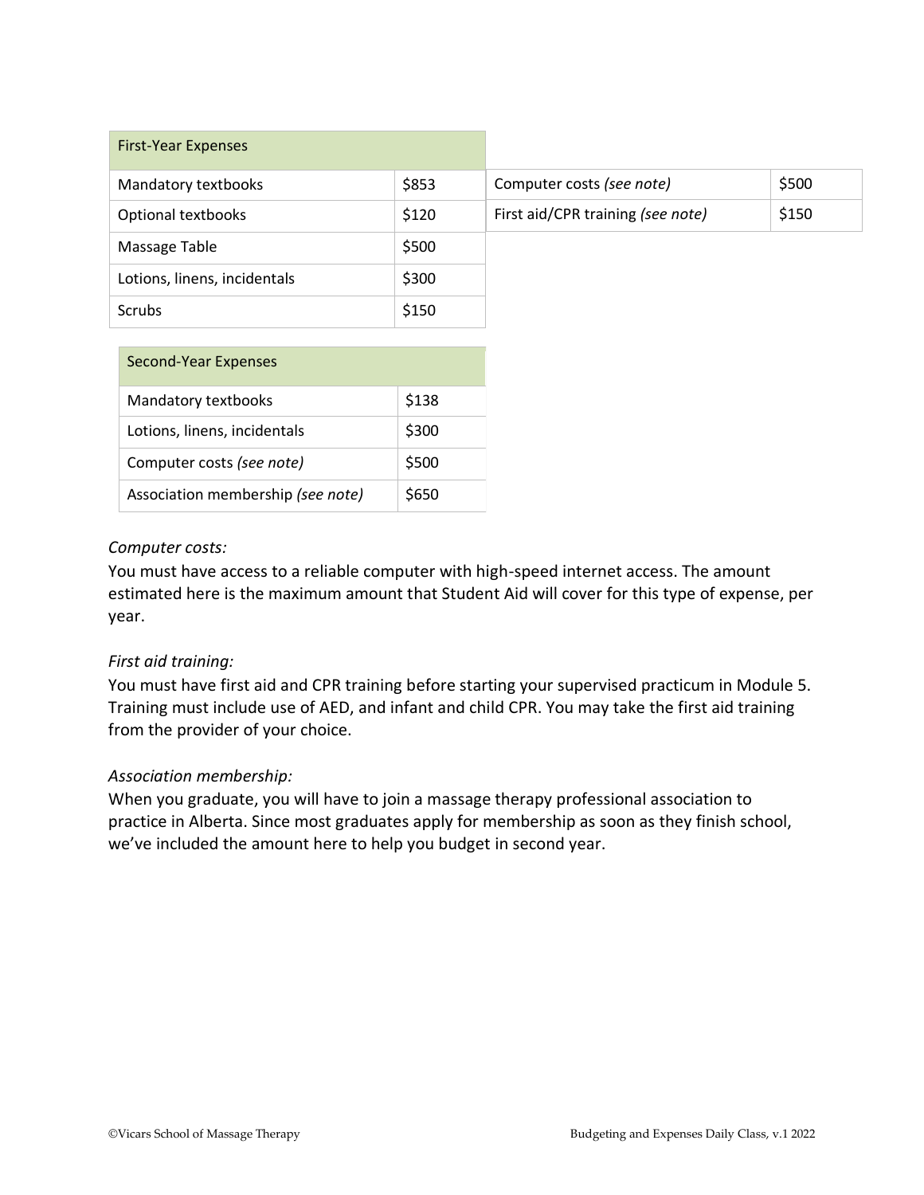| First-Year Expenses | |
|---|---|
| Mandatory textbooks | $853 |
| Optional textbooks | $120 |
| Massage Table | $500 |
| Lotions, linens, incidentals | $300 |
| Scrubs | $150 |
| Computer costs *(see note)* | $500 |
| First aid/CPR training *(see note)* | $150 |

| Second-Year Expenses | |
|---|---|
| Mandatory textbooks | $138 |
| Lotions, linens, incidentals | $300 |
| Computer costs *(see note)* | $500 |
| Association membership *(see note)* | $650 |

*Computer costs:*

You must have access to a reliable computer with high-speed internet access. The amount estimated here is the maximum amount that Student Aid will cover for this type of expense, per year.

*First aid training:*

You must have first aid and CPR training before starting your supervised practicum in Module 5. Training must include use of AED, and infant and child CPR. You may take the first aid training from the provider of your choice.

*Association membership:*

When you graduate, you will have to join a massage therapy professional association to practice in Alberta. Since most graduates apply for membership as soon as they finish school, we've included the amount here to help you budget in second year.